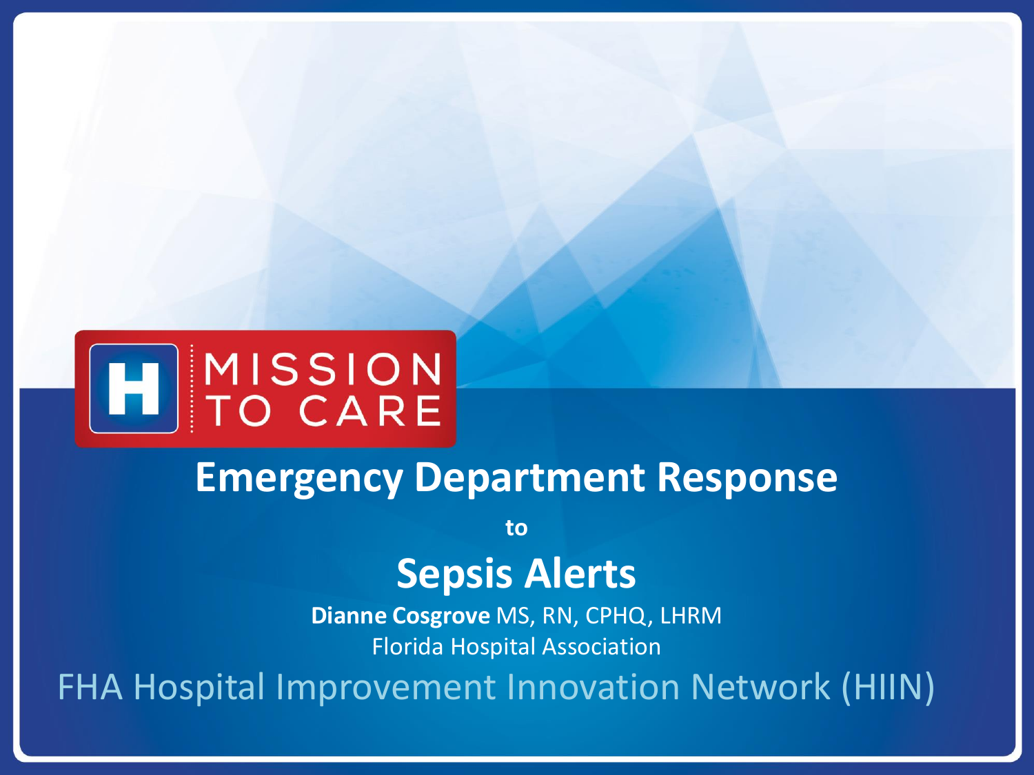MISSION TO CARE

# Emergency Department Response

to

# Sepsis Alerts

**Dianne Cosgrove** MS, RN, CPHQ, LHRM

Florida Hospital Association

FHA Hospital Improvement Innovation Network (HIIN)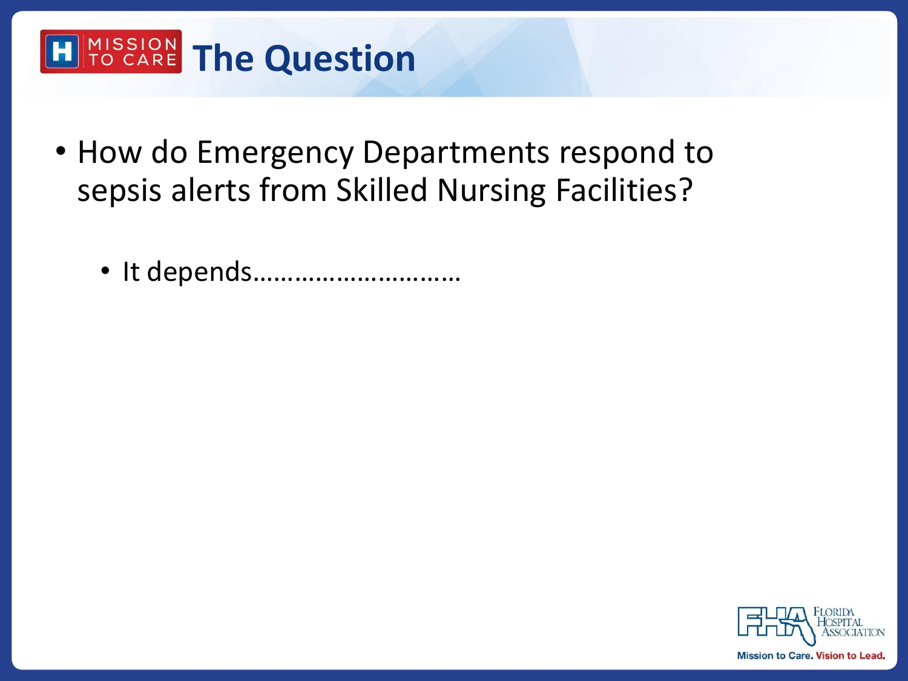# The Question

- How do Emergency Departments respond to sepsis alerts from Skilled Nursing Facilities?
  - It depends…………………………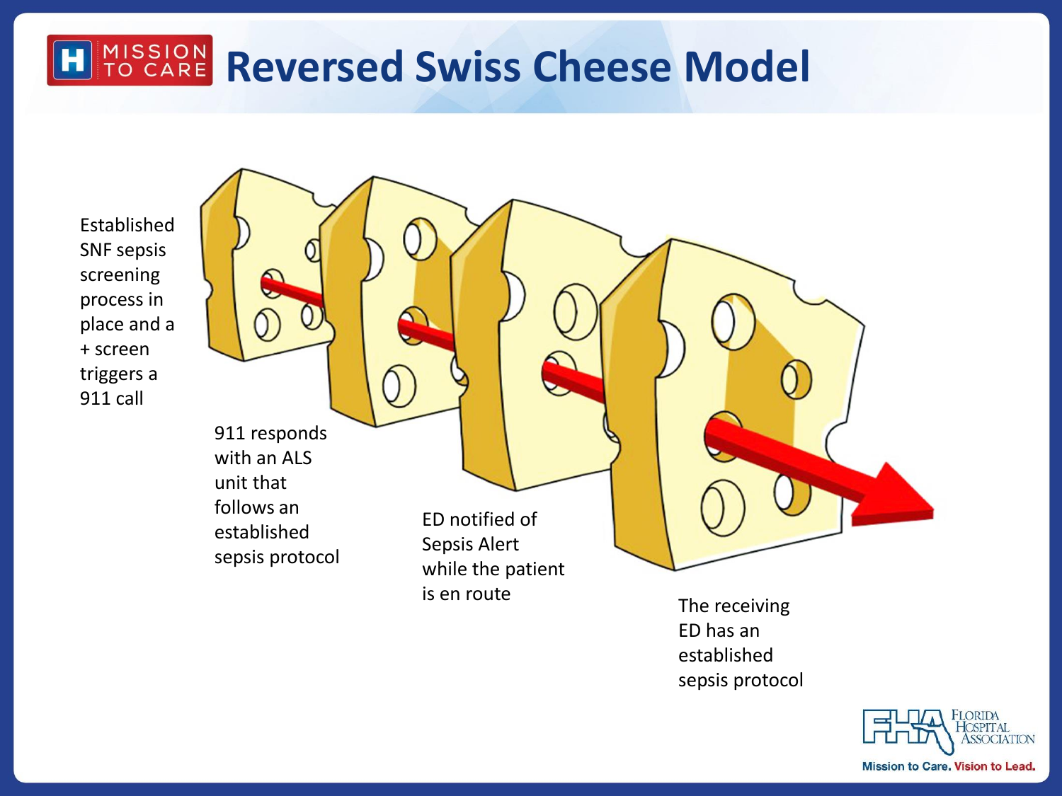# Reversed Swiss Cheese Model

Established SNF sepsis screening process in place and a + screen triggers a 911 call

911 responds with an ALS unit that follows an established sepsis protocol

ED notified of Sepsis Alert while the patient is en route

The receiving ED has an established sepsis protocol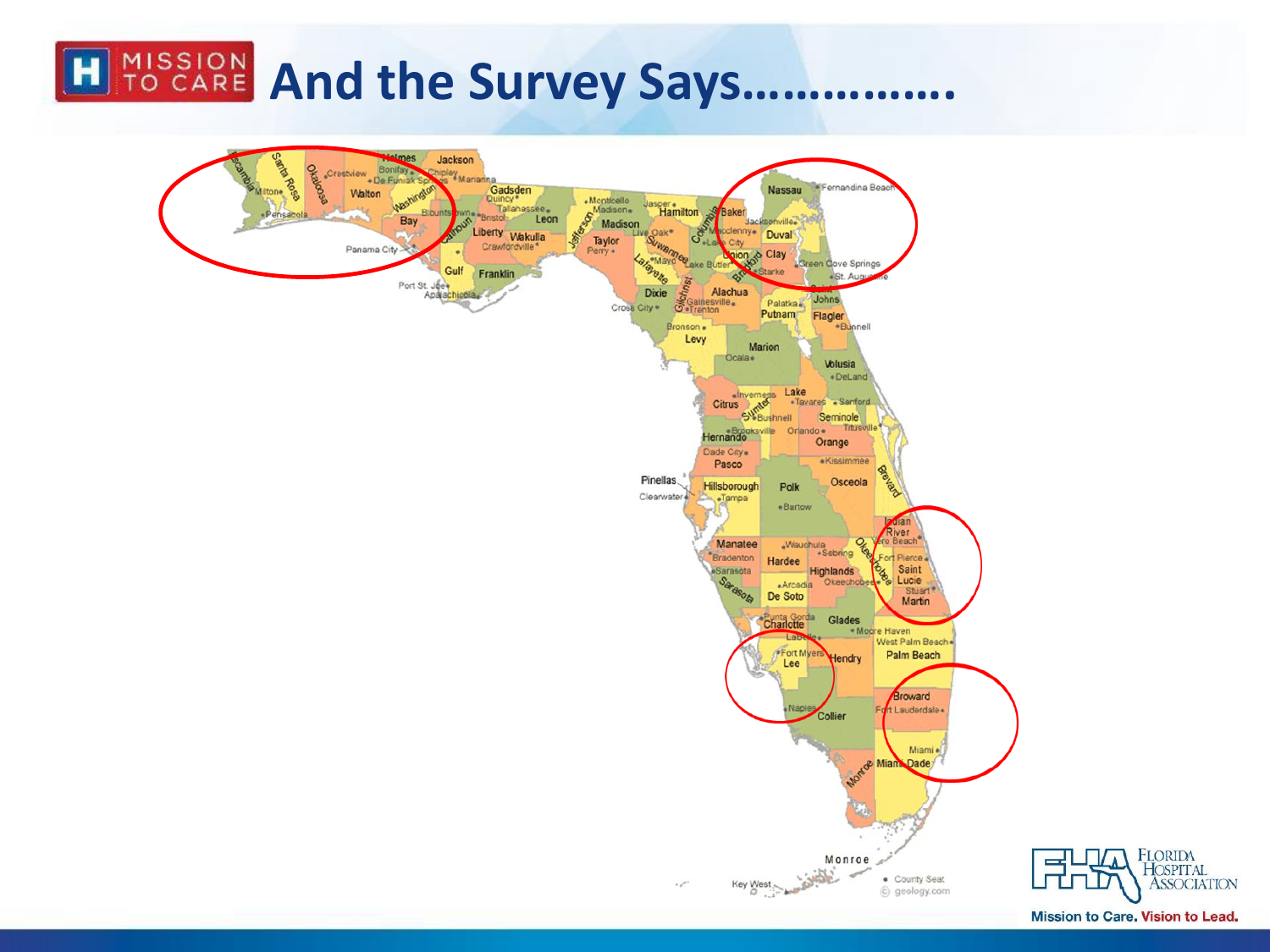# And the Survey Says…………….

Mission to Care. Vision to Lead.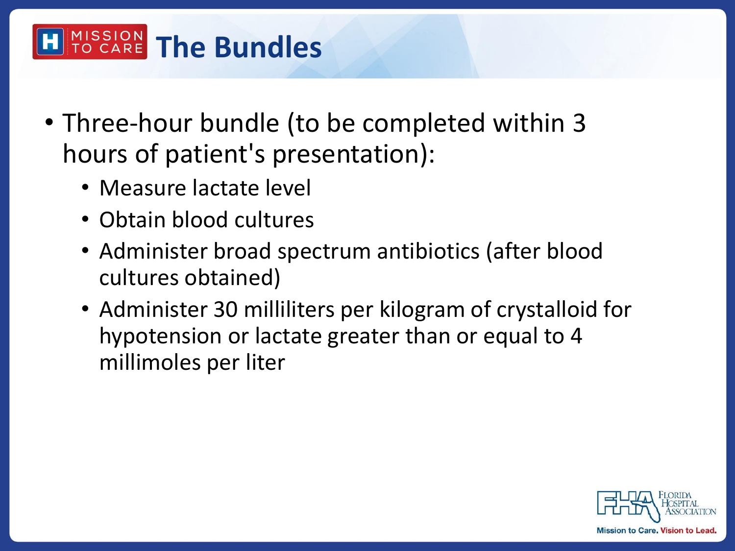# The Bundles

- Three-hour bundle (to be completed within 3 hours of patient's presentation):
  - Measure lactate level
  - Obtain blood cultures
  - Administer broad spectrum antibiotics (after blood cultures obtained)
  - Administer 30 milliliters per kilogram of crystalloid for hypotension or lactate greater than or equal to 4 millimoles per liter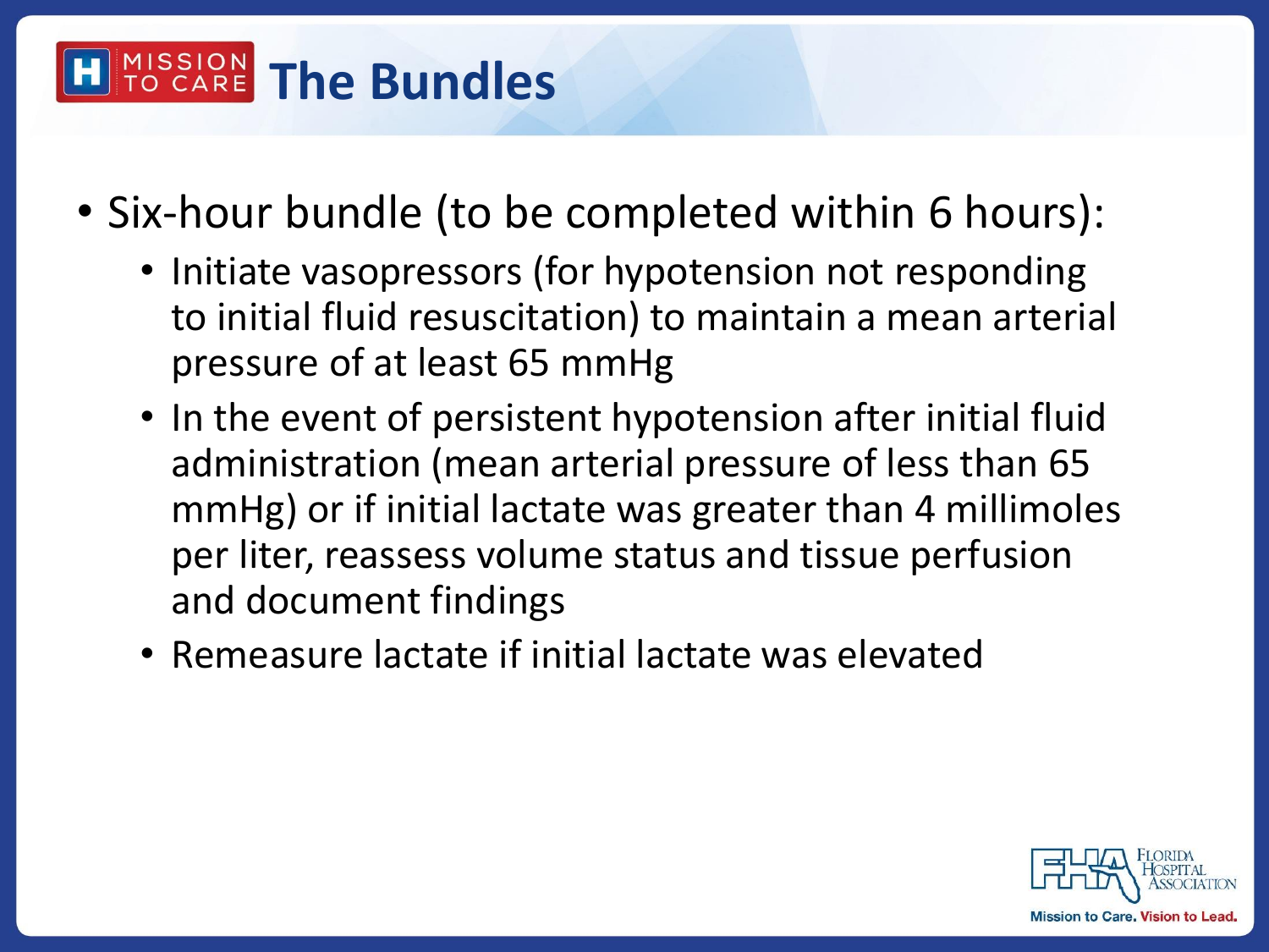# The Bundles

- Six-hour bundle (to be completed within 6 hours):
  - Initiate vasopressors (for hypotension not responding to initial fluid resuscitation) to maintain a mean arterial pressure of at least 65 mmHg
  - In the event of persistent hypotension after initial fluid administration (mean arterial pressure of less than 65 mmHg) or if initial lactate was greater than 4 millimoles per liter, reassess volume status and tissue perfusion and document findings
  - Remeasure lactate if initial lactate was elevated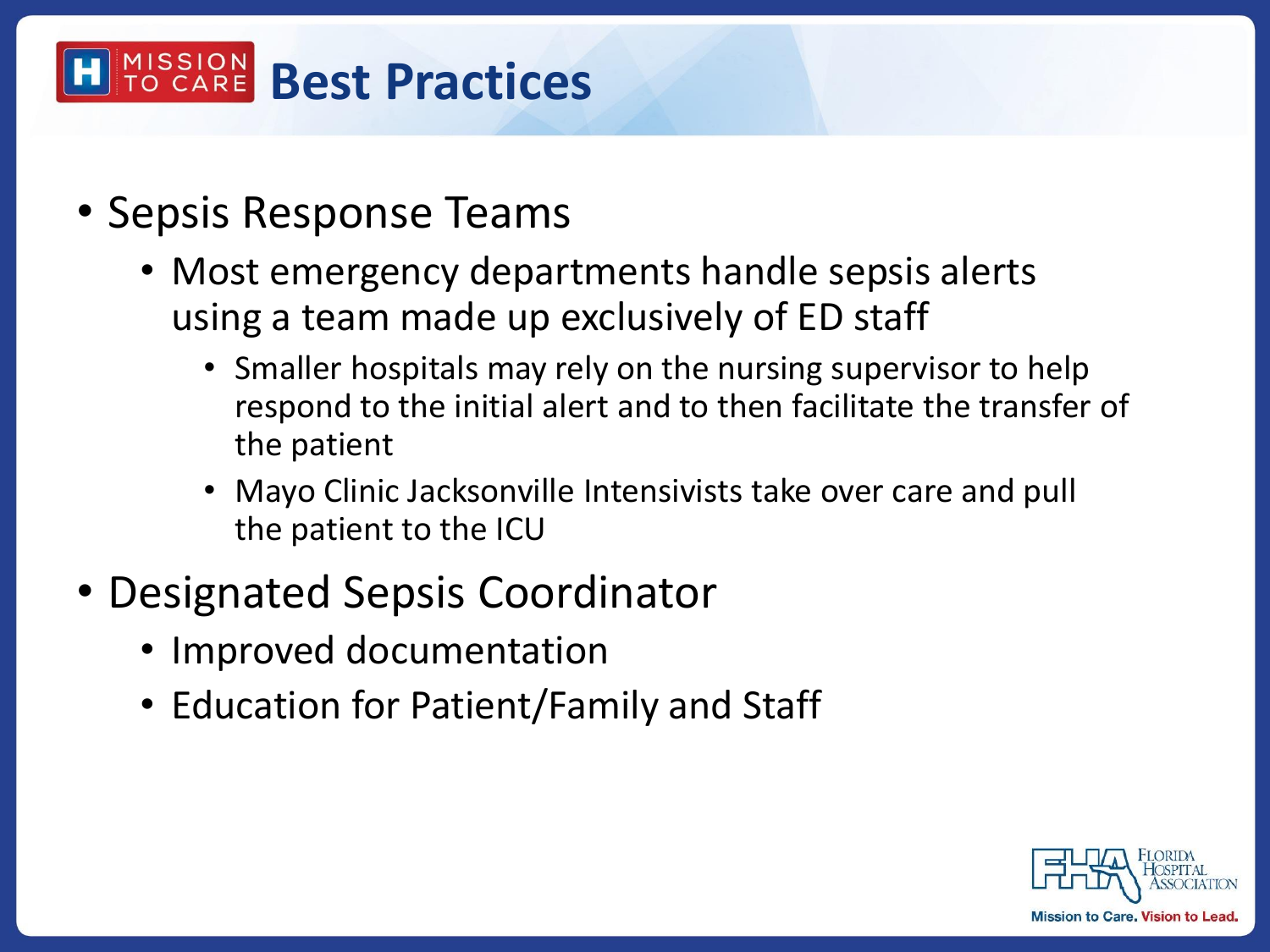# Best Practices

- Sepsis Response Teams
  - Most emergency departments handle sepsis alerts using a team made up exclusively of ED staff
    - Smaller hospitals may rely on the nursing supervisor to help respond to the initial alert and to then facilitate the transfer of the patient
    - Mayo Clinic Jacksonville Intensivists take over care and pull the patient to the ICU
- Designated Sepsis Coordinator
  - Improved documentation
  - Education for Patient/Family and Staff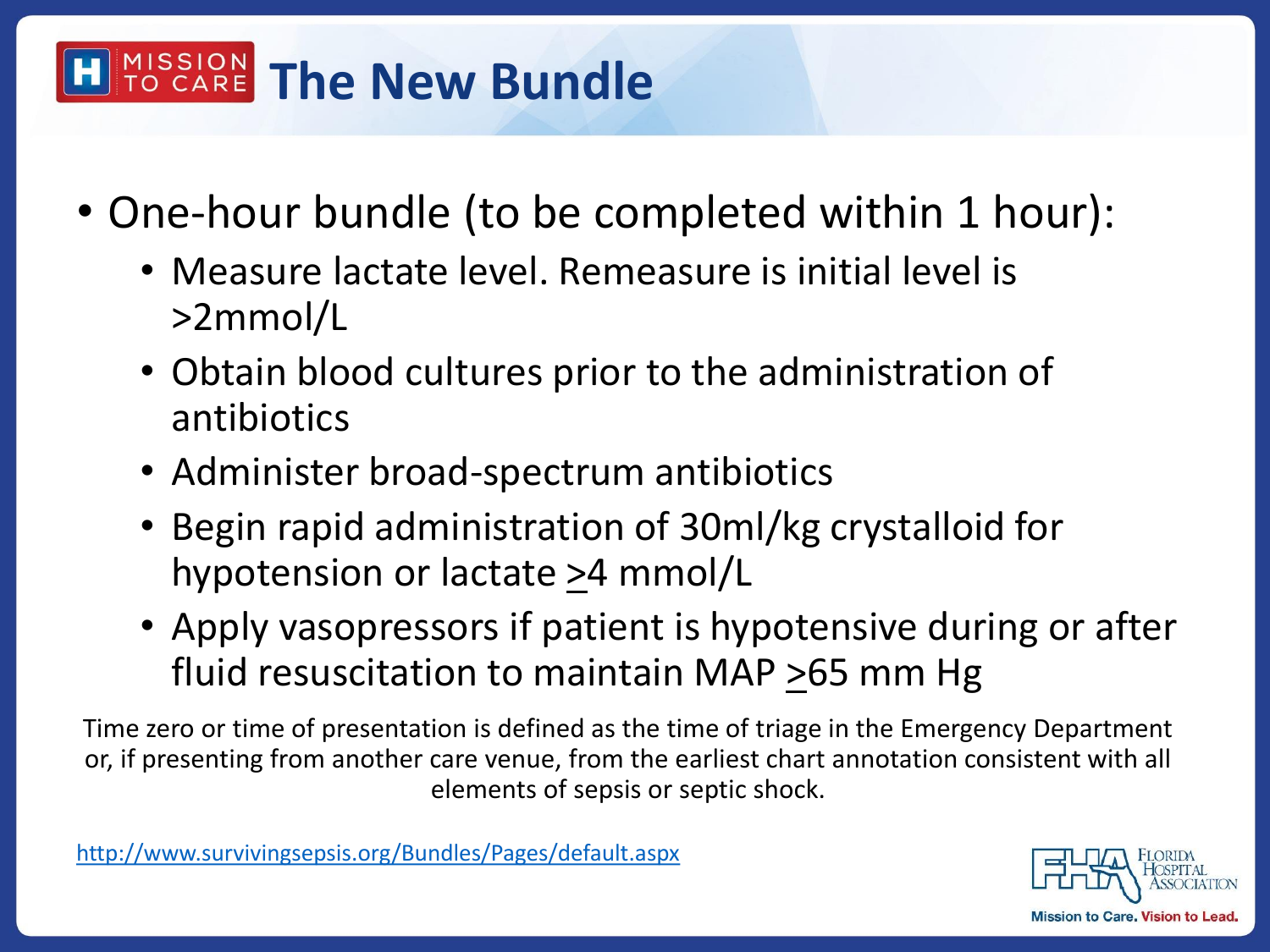# The New Bundle

- One-hour bundle (to be completed within 1 hour):
  - Measure lactate level. Remeasure is initial level is >2mmol/L
  - Obtain blood cultures prior to the administration of antibiotics
  - Administer broad-spectrum antibiotics
  - Begin rapid administration of 30ml/kg crystalloid for hypotension or lactate ≥4 mmol/L
  - Apply vasopressors if patient is hypotensive during or after fluid resuscitation to maintain MAP ≥65 mm Hg

Time zero or time of presentation is defined as the time of triage in the Emergency Department or, if presenting from another care venue, from the earliest chart annotation consistent with all elements of sepsis or septic shock.

http://www.survivingsepsis.org/Bundles/Pages/default.aspx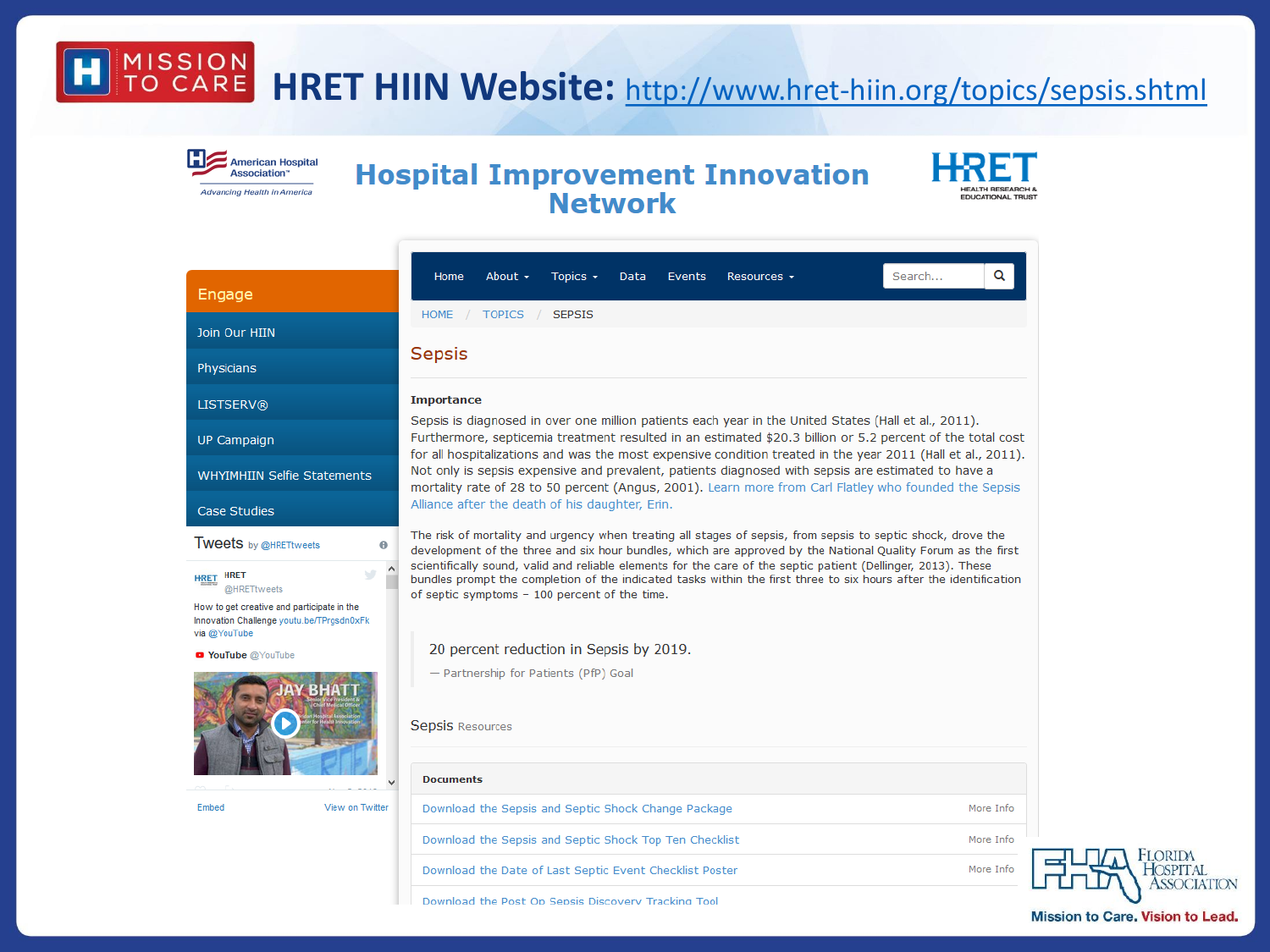# HRET HIIN Website: http://www.hret-hiin.org/topics/sepsis.shtml

## Hospital Improvement Innovation Network

Home | About | Topics | Data | Events | Resources

HOME / TOPICS / SEPSIS

### Engage

- Join Our HIIN
- Physicians
- LISTSERV®
- UP Campaign
- WHYIMHIIN Selfie Statements
- Case Studies

Tweets by @HRETtweets

HRET @HRETtweets

How to get creative and participate in the Innovation Challenge youtu.be/TPrgsdn0xFk via @YouTube

YouTube @YouTube

Embed | View on Twitter

## Sepsis

**Importance**

Sepsis is diagnosed in over one million patients each year in the United States (Hall et al., 2011). Furthermore, septicemia treatment resulted in an estimated $20.3 billion or 5.2 percent of the total cost for all hospitalizations and was the most expensive condition treated in the year 2011 (Hall et al., 2011). Not only is sepsis expensive and prevalent, patients diagnosed with sepsis are estimated to have a mortality rate of 28 to 50 percent (Angus, 2001). Learn more from Carl Flatley who founded the Sepsis Alliance after the death of his daughter, Erin.

The risk of mortality and urgency when treating all stages of sepsis, from sepsis to septic shock, drove the development of the three and six hour bundles, which are approved by the National Quality Forum as the first scientifically sound, valid and reliable elements for the care of the septic patient (Dellinger, 2013). These bundles prompt the completion of the indicated tasks within the first three to six hours after the identification of septic symptoms – 100 percent of the time.

> 20 percent reduction in Sepsis by 2019.
>
> — Partnership for Patients (PfP) Goal

### Sepsis Resources

| Documents | |
|---|---|
| Download the Sepsis and Septic Shock Change Package | More Info |
| Download the Sepsis and Septic Shock Top Ten Checklist | More Info |
| Download the Date of Last Septic Event Checklist Poster | More Info |
| Download the Post Op Sepsis Discovery Tracking Tool | |

Mission to Care. Vision to Lead.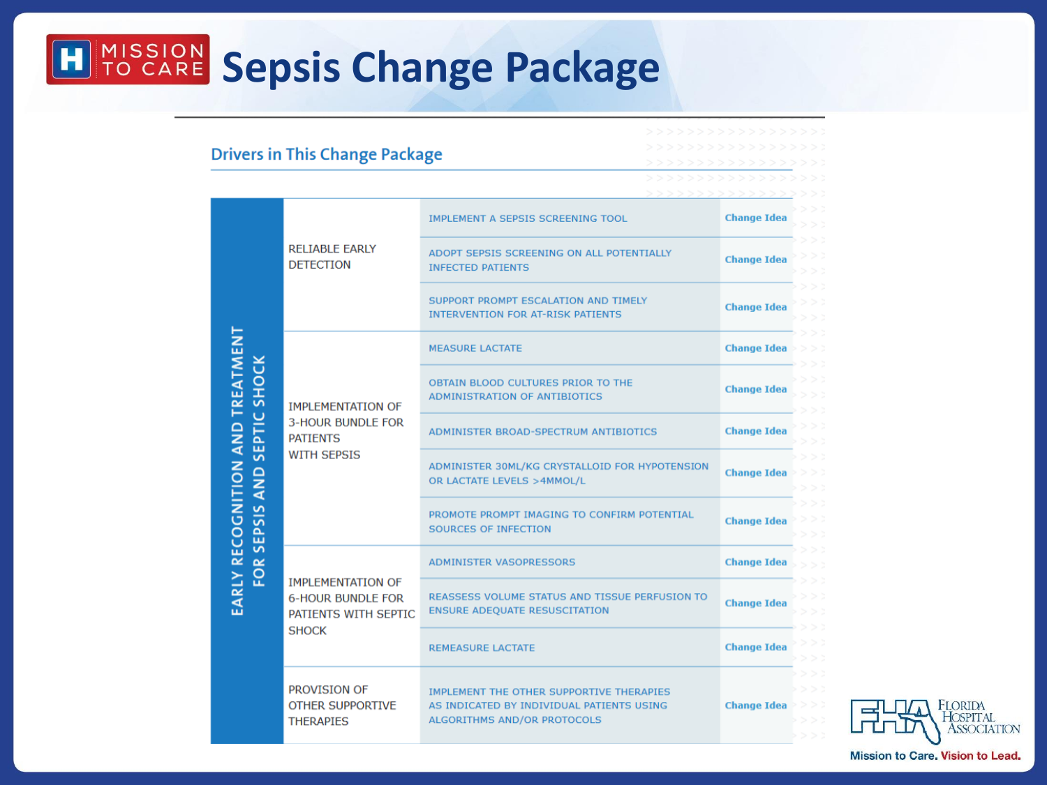# Sepsis Change Package

## Drivers in This Change Package

| | | | |
|---|---|---|---|
| EARLY RECOGNITION AND TREATMENT FOR SEPSIS AND SEPTIC SHOCK | RELIABLE EARLY DETECTION | IMPLEMENT A SEPSIS SCREENING TOOL | Change Idea |
| | | ADOPT SEPSIS SCREENING ON ALL POTENTIALLY INFECTED PATIENTS | Change Idea |
| | | SUPPORT PROMPT ESCALATION AND TIMELY INTERVENTION FOR AT-RISK PATIENTS | Change Idea |
| | IMPLEMENTATION OF 3-HOUR BUNDLE FOR PATIENTS WITH SEPSIS | MEASURE LACTATE | Change Idea |
| | | OBTAIN BLOOD CULTURES PRIOR TO THE ADMINISTRATION OF ANTIBIOTICS | Change Idea |
| | | ADMINISTER BROAD-SPECTRUM ANTIBIOTICS | Change Idea |
| | | ADMINISTER 30ML/KG CRYSTALLOID FOR HYPOTENSION OR LACTATE LEVELS >4MMOL/L | Change Idea |
| | | PROMOTE PROMPT IMAGING TO CONFIRM POTENTIAL SOURCES OF INFECTION | Change Idea |
| | IMPLEMENTATION OF 6-HOUR BUNDLE FOR PATIENTS WITH SEPTIC SHOCK | ADMINISTER VASOPRESSORS | Change Idea |
| | | REASSESS VOLUME STATUS AND TISSUE PERFUSION TO ENSURE ADEQUATE RESUSCITATION | Change Idea |
| | | REMEASURE LACTATE | Change Idea |
| | PROVISION OF OTHER SUPPORTIVE THERAPIES | IMPLEMENT THE OTHER SUPPORTIVE THERAPIES AS INDICATED BY INDIVIDUAL PATIENTS USING ALGORITHMS AND/OR PROTOCOLS | Change Idea |

Mission to Care. Vision to Lead.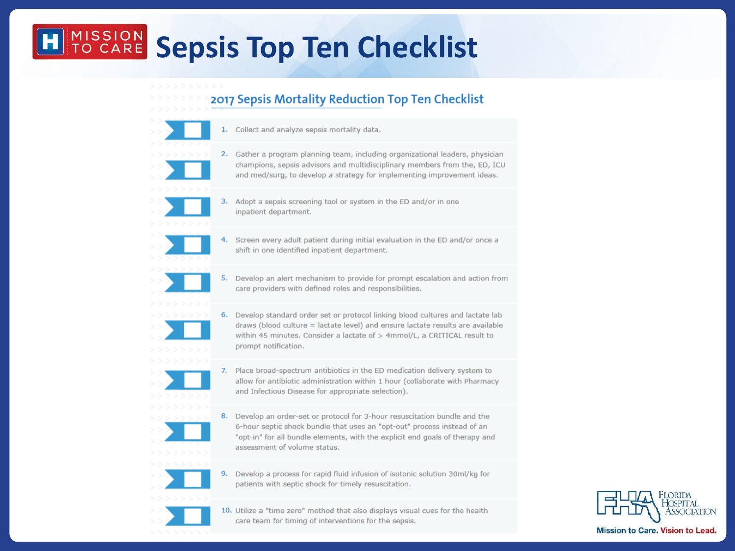# Sepsis Top Ten Checklist

## 2017 Sepsis Mortality Reduction Top Ten Checklist

1. Collect and analyze sepsis mortality data.
2. Gather a program planning team, including organizational leaders, physician champions, sepsis advisors and multidisciplinary members from the, ED, ICU and med/surg, to develop a strategy for implementing improvement ideas.
3. Adopt a sepsis screening tool or system in the ED and/or in one inpatient department.
4. Screen every adult patient during initial evaluation in the ED and/or once a shift in one identified inpatient department.
5. Develop an alert mechanism to provide for prompt escalation and action from care providers with defined roles and responsibilities.
6. Develop standard order set or protocol linking blood cultures and lactate lab draws (blood culture = lactate level) and ensure lactate results are available within 45 minutes. Consider a lactate of > 4mmol/L, a CRITICAL result to prompt notification.
7. Place broad-spectrum antibiotics in the ED medication delivery system to allow for antibiotic administration within 1 hour (collaborate with Pharmacy and Infectious Disease for appropriate selection).
8. Develop an order-set or protocol for 3-hour resuscitation bundle and the 6-hour septic shock bundle that uses an "opt-out" process instead of an "opt-in" for all bundle elements, with the explicit end goals of therapy and assessment of volume status.
9. Develop a process for rapid fluid infusion of isotonic solution 30ml/kg for patients with septic shock for timely resuscitation.
10. Utilize a "time zero" method that also displays visual cues for the health care team for timing of interventions for the sepsis.

Mission to Care. Vision to Lead.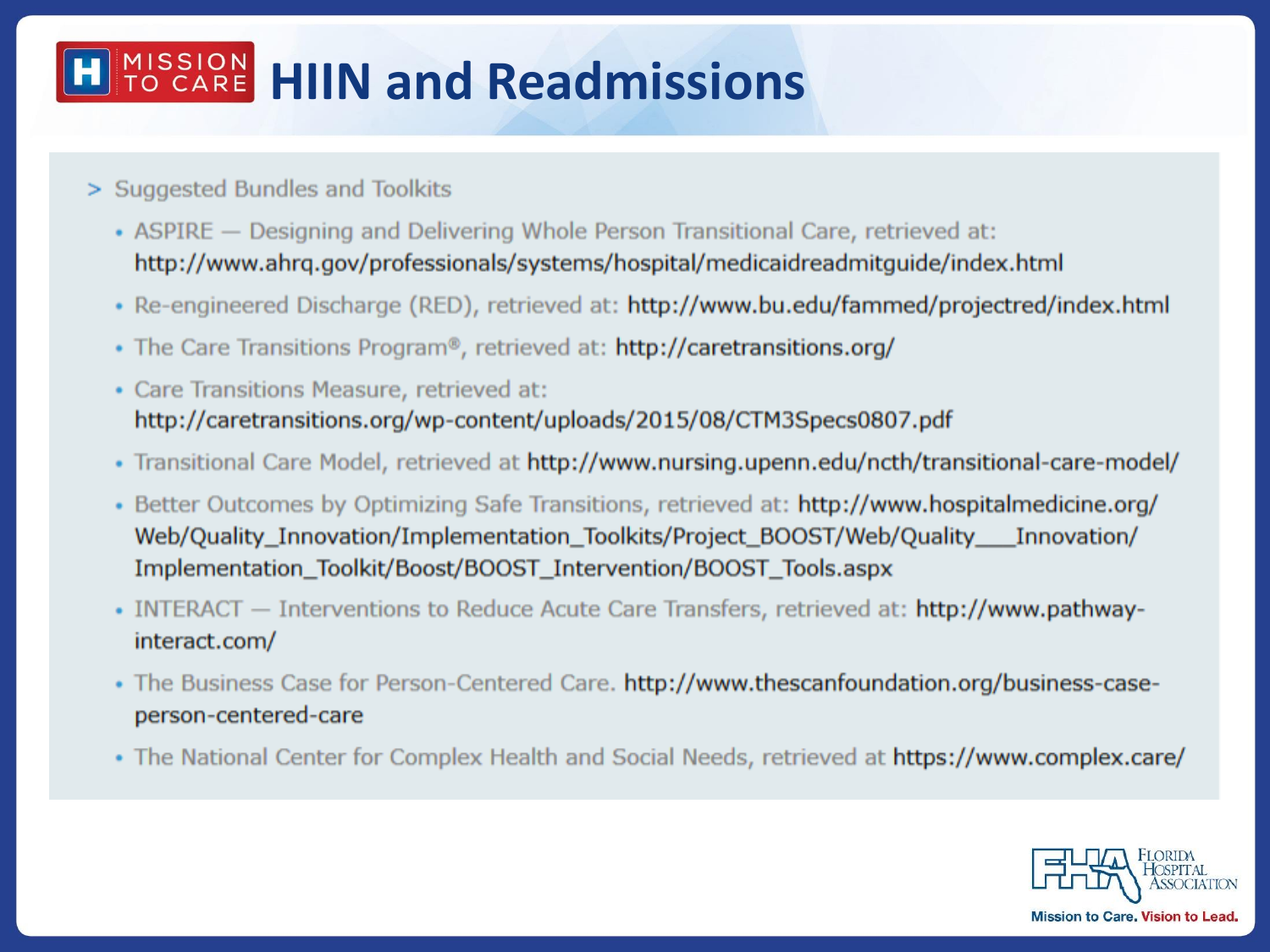# HIIN and Readmissions

- Suggested Bundles and Toolkits
  - ASPIRE — Designing and Delivering Whole Person Transitional Care, retrieved at: http://www.ahrq.gov/professionals/systems/hospital/medicaidreadmitguide/index.html
  - Re-engineered Discharge (RED), retrieved at: http://www.bu.edu/fammed/projectred/index.html
  - The Care Transitions Program®, retrieved at: http://caretransitions.org/
  - Care Transitions Measure, retrieved at: http://caretransitions.org/wp-content/uploads/2015/08/CTM3Specs0807.pdf
  - Transitional Care Model, retrieved at http://www.nursing.upenn.edu/ncth/transitional-care-model/
  - Better Outcomes by Optimizing Safe Transitions, retrieved at: http://www.hospitalmedicine.org/Web/Quality_Innovation/Implementation_Toolkits/Project_BOOST/Web/Quality___Innovation/Implementation_Toolkit/Boost/BOOST_Intervention/BOOST_Tools.aspx
  - INTERACT — Interventions to Reduce Acute Care Transfers, retrieved at: http://www.pathway-interact.com/
  - The Business Case for Person-Centered Care. http://www.thescanfoundation.org/business-case-person-centered-care
  - The National Center for Complex Health and Social Needs, retrieved at https://www.complex.care/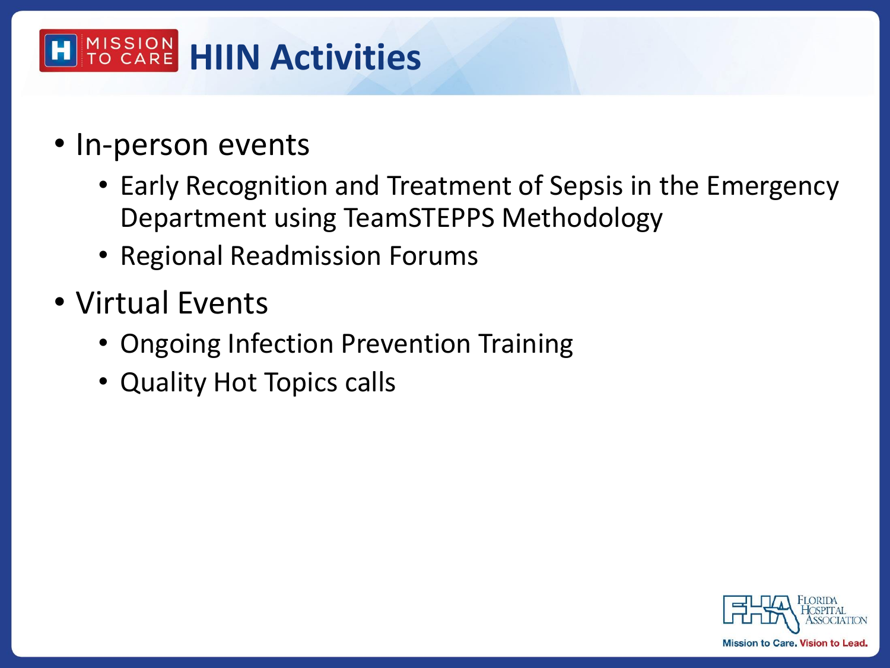# HIIN Activities

- In-person events
  - Early Recognition and Treatment of Sepsis in the Emergency Department using TeamSTEPPS Methodology
  - Regional Readmission Forums
- Virtual Events
  - Ongoing Infection Prevention Training
  - Quality Hot Topics calls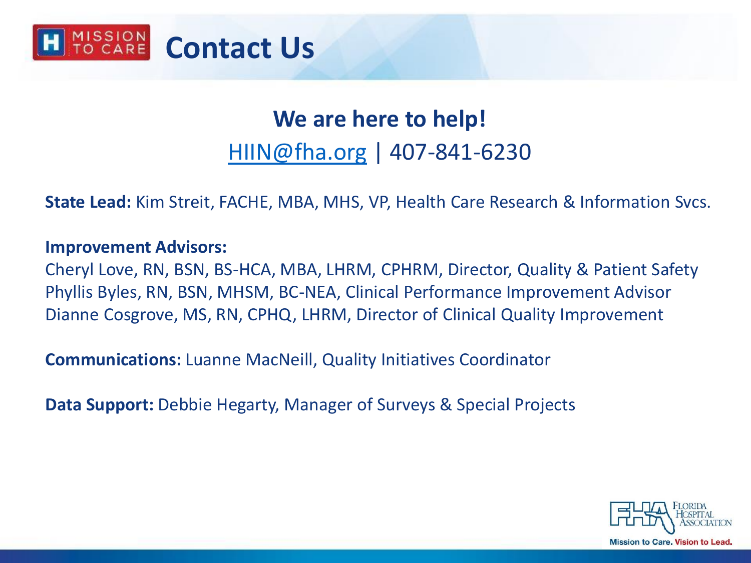# Contact Us

## We are here to help!

HIIN@fha.org | 407-841-6230

**State Lead:** Kim Streit, FACHE, MBA, MHS, VP, Health Care Research & Information Svcs.

**Improvement Advisors:**
Cheryl Love, RN, BSN, BS-HCA, MBA, LHRM, CPHRM, Director, Quality & Patient Safety
Phyllis Byles, RN, BSN, MHSM, BC-NEA, Clinical Performance Improvement Advisor
Dianne Cosgrove, MS, RN, CPHQ, LHRM, Director of Clinical Quality Improvement

**Communications:** Luanne MacNeill, Quality Initiatives Coordinator

**Data Support:** Debbie Hegarty, Manager of Surveys & Special Projects

Florida Hospital Association

Mission to Care. Vision to Lead.